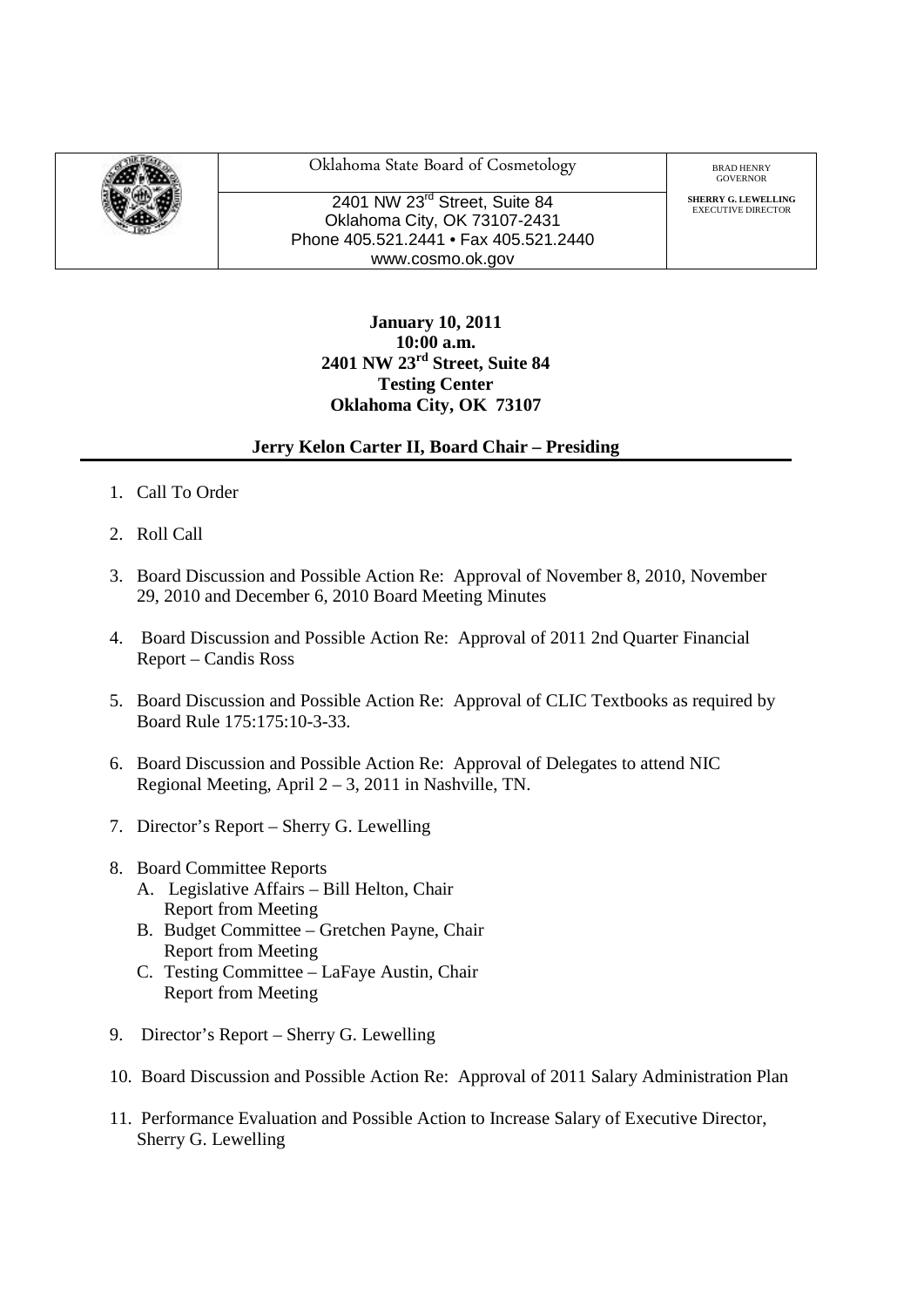| | Oklahoma State Board of Cosmetology | BRAD HENRY<br>GOVERNOR |
|---|---|---|
| | 2401 NW 23rd Street, Suite 84<br>Oklahoma City, OK 73107-2431<br>Phone 405.521.2441 • Fax 405.521.2440<br>www.cosmo.ok.gov | **SHERRY G. LEWELLING**<br>EXECUTIVE DIRECTOR |

**January 10, 2011**
**10:00 a.m.**
**2401 NW 23rd Street, Suite 84**
**Testing Center**
**Oklahoma City, OK 73107**

**Jerry Kelon Carter II, Board Chair – Presiding**

1. Call To Order
2. Roll Call
3. Board Discussion and Possible Action Re: Approval of November 8, 2010, November 29, 2010 and December 6, 2010 Board Meeting Minutes
4. Board Discussion and Possible Action Re: Approval of 2011 2nd Quarter Financial Report – Candis Ross
5. Board Discussion and Possible Action Re: Approval of CLIC Textbooks as required by Board Rule 175:175:10-3-33.
6. Board Discussion and Possible Action Re: Approval of Delegates to attend NIC Regional Meeting, April 2 – 3, 2011 in Nashville, TN.
7. Director's Report – Sherry G. Lewelling
8. Board Committee Reports
   A. Legislative Affairs – Bill Helton, Chair
      Report from Meeting
   B. Budget Committee – Gretchen Payne, Chair
      Report from Meeting
   C. Testing Committee – LaFaye Austin, Chair
      Report from Meeting
9. Director's Report – Sherry G. Lewelling
10. Board Discussion and Possible Action Re: Approval of 2011 Salary Administration Plan
11. Performance Evaluation and Possible Action to Increase Salary of Executive Director, Sherry G. Lewelling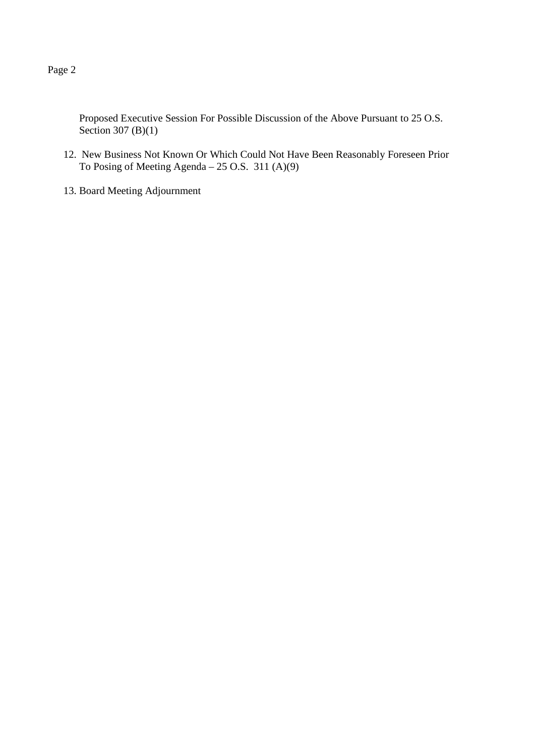Proposed Executive Session For Possible Discussion of the Above Pursuant to 25 O.S. Section 307 (B)(1)

12. New Business Not Known Or Which Could Not Have Been Reasonably Foreseen Prior To Posing of Meeting Agenda – 25 O.S. 311 (A)(9)

13. Board Meeting Adjournment